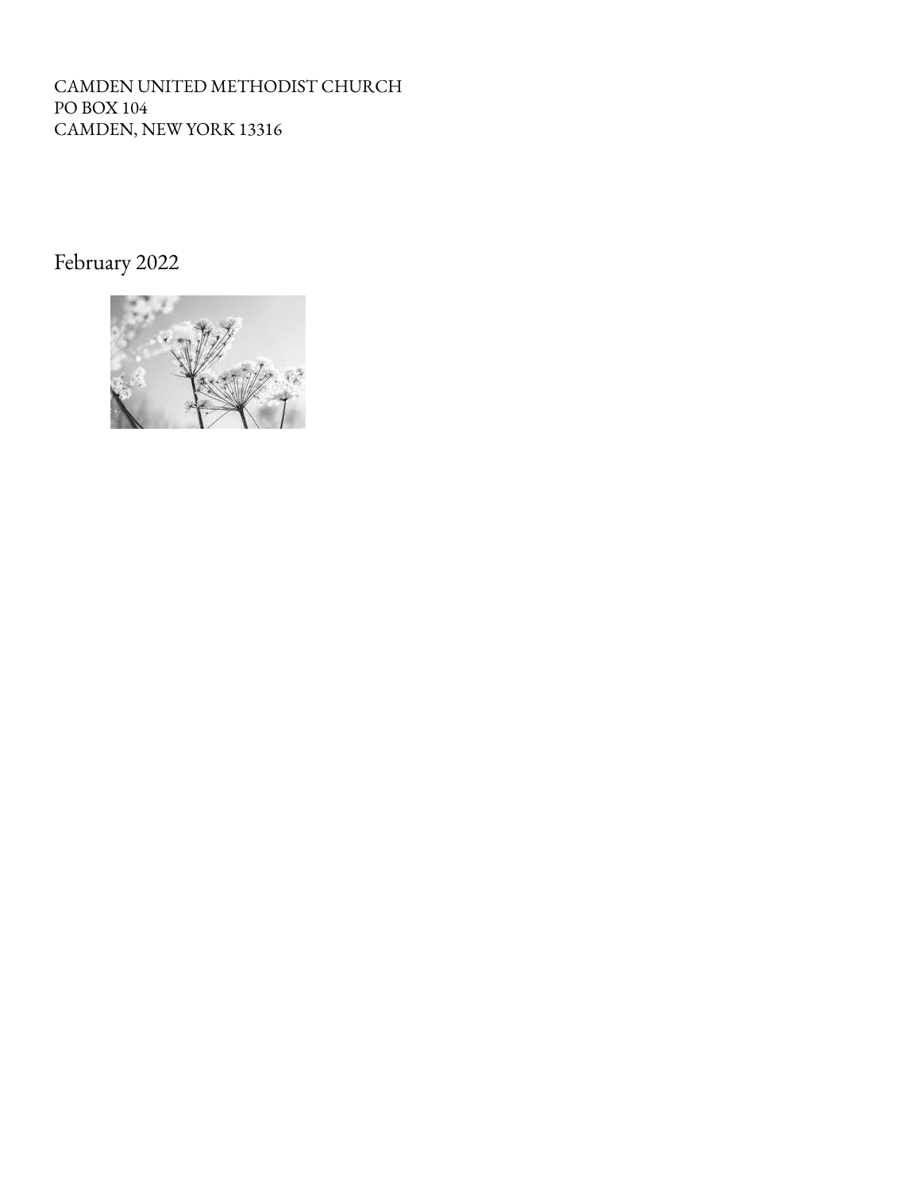CAMDEN UNITED METHODIST CHURCH
PO BOX 104
CAMDEN, NEW YORK 13316

February 2022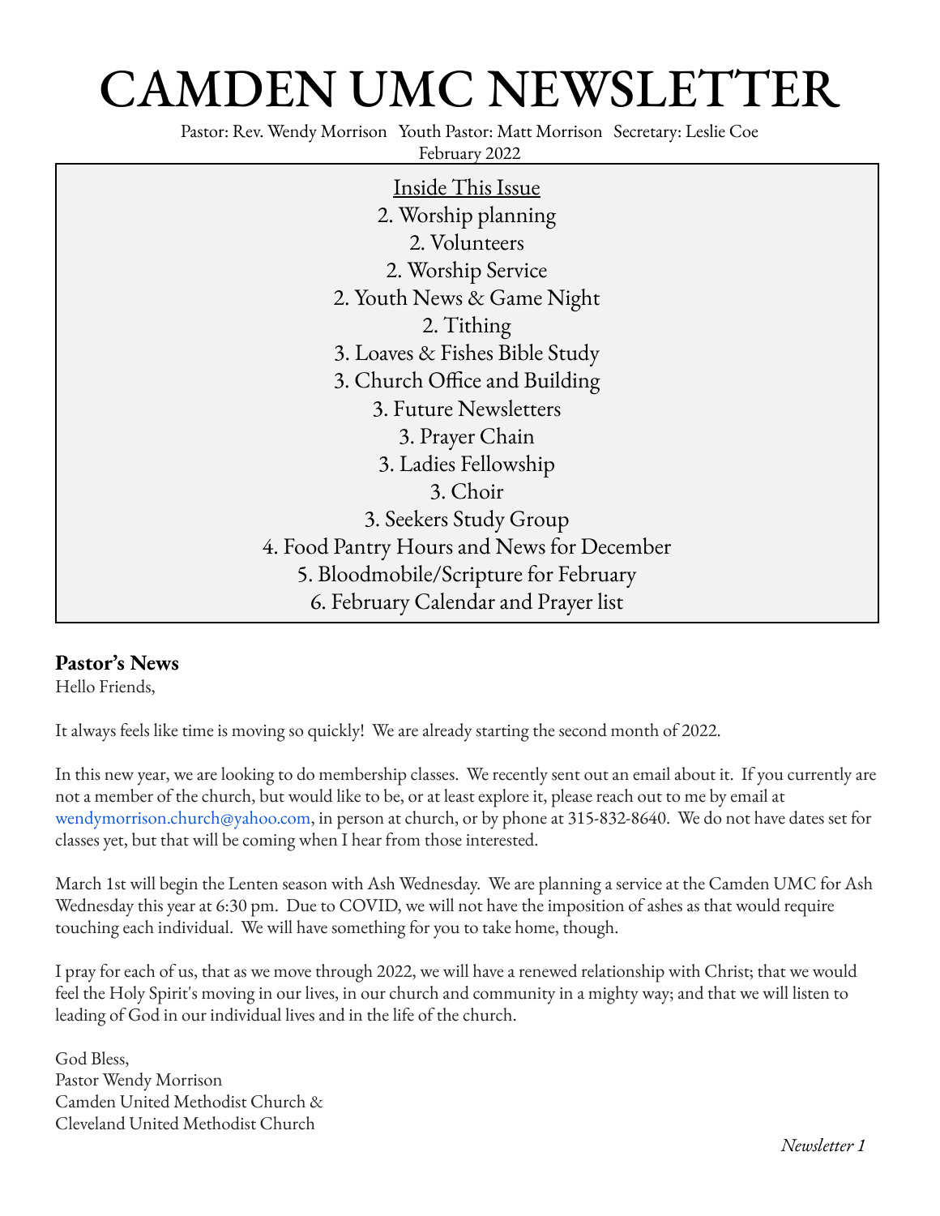# CAMDEN UMC NEWSLETTER

Pastor: Rev. Wendy Morrison Youth Pastor: Matt Morrison Secretary: Leslie Coe
February 2022

Inside This Issue
2. Worship planning
2. Volunteers
2. Worship Service
2. Youth News & Game Night
2. Tithing
3. Loaves & Fishes Bible Study
3. Church Office and Building
3. Future Newsletters
3. Prayer Chain
3. Ladies Fellowship
3. Choir
3. Seekers Study Group
4. Food Pantry Hours and News for December
5. Bloodmobile/Scripture for February
6. February Calendar and Prayer list

## Pastor's News

Hello Friends,

It always feels like time is moving so quickly! We are already starting the second month of 2022.

In this new year, we are looking to do membership classes. We recently sent out an email about it. If you currently are not a member of the church, but would like to be, or at least explore it, please reach out to me by email at wendymorrison.church@yahoo.com, in person at church, or by phone at 315-832-8640. We do not have dates set for classes yet, but that will be coming when I hear from those interested.

March 1st will begin the Lenten season with Ash Wednesday. We are planning a service at the Camden UMC for Ash Wednesday this year at 6:30 pm. Due to COVID, we will not have the imposition of ashes as that would require touching each individual. We will have something for you to take home, though.

I pray for each of us, that as we move through 2022, we will have a renewed relationship with Christ; that we would feel the Holy Spirit's moving in our lives, in our church and community in a mighty way; and that we will listen to leading of God in our individual lives and in the life of the church.

God Bless,
Pastor Wendy Morrison
Camden United Methodist Church &
Cleveland United Methodist Church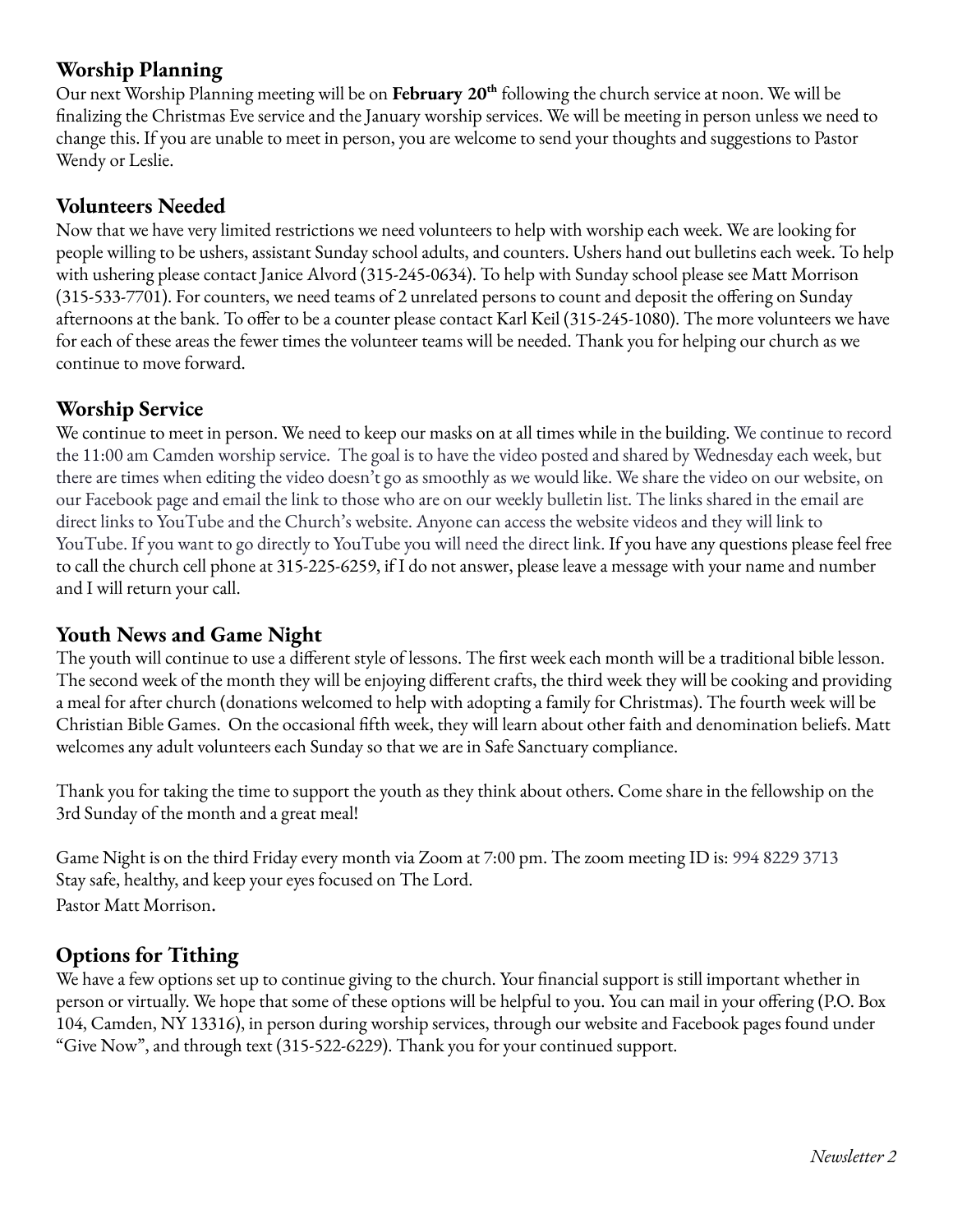## Worship Planning

Our next Worship Planning meeting will be on **February 20th** following the church service at noon. We will be finalizing the Christmas Eve service and the January worship services. We will be meeting in person unless we need to change this. If you are unable to meet in person, you are welcome to send your thoughts and suggestions to Pastor Wendy or Leslie.

## Volunteers Needed

Now that we have very limited restrictions we need volunteers to help with worship each week. We are looking for people willing to be ushers, assistant Sunday school adults, and counters. Ushers hand out bulletins each week. To help with ushering please contact Janice Alvord (315-245-0634). To help with Sunday school please see Matt Morrison (315-533-7701). For counters, we need teams of 2 unrelated persons to count and deposit the offering on Sunday afternoons at the bank. To offer to be a counter please contact Karl Keil (315-245-1080). The more volunteers we have for each of these areas the fewer times the volunteer teams will be needed. Thank you for helping our church as we continue to move forward.

## Worship Service

We continue to meet in person. We need to keep our masks on at all times while in the building. We continue to record the 11:00 am Camden worship service. The goal is to have the video posted and shared by Wednesday each week, but there are times when editing the video doesn't go as smoothly as we would like. We share the video on our website, on our Facebook page and email the link to those who are on our weekly bulletin list. The links shared in the email are direct links to YouTube and the Church's website. Anyone can access the website videos and they will link to YouTube. If you want to go directly to YouTube you will need the direct link. If you have any questions please feel free to call the church cell phone at 315-225-6259, if I do not answer, please leave a message with your name and number and I will return your call.

## Youth News and Game Night

The youth will continue to use a different style of lessons. The first week each month will be a traditional bible lesson. The second week of the month they will be enjoying different crafts, the third week they will be cooking and providing a meal for after church (donations welcomed to help with adopting a family for Christmas). The fourth week will be Christian Bible Games. On the occasional fifth week, they will learn about other faith and denomination beliefs. Matt welcomes any adult volunteers each Sunday so that we are in Safe Sanctuary compliance.

Thank you for taking the time to support the youth as they think about others. Come share in the fellowship on the 3rd Sunday of the month and a great meal!

Game Night is on the third Friday every month via Zoom at 7:00 pm. The zoom meeting ID is: 994 8229 3713
Stay safe, healthy, and keep your eyes focused on The Lord.
Pastor Matt Morrison.

## Options for Tithing

We have a few options set up to continue giving to the church. Your financial support is still important whether in person or virtually. We hope that some of these options will be helpful to you. You can mail in your offering (P.O. Box 104, Camden, NY 13316), in person during worship services, through our website and Facebook pages found under "Give Now", and through text (315-522-6229). Thank you for your continued support.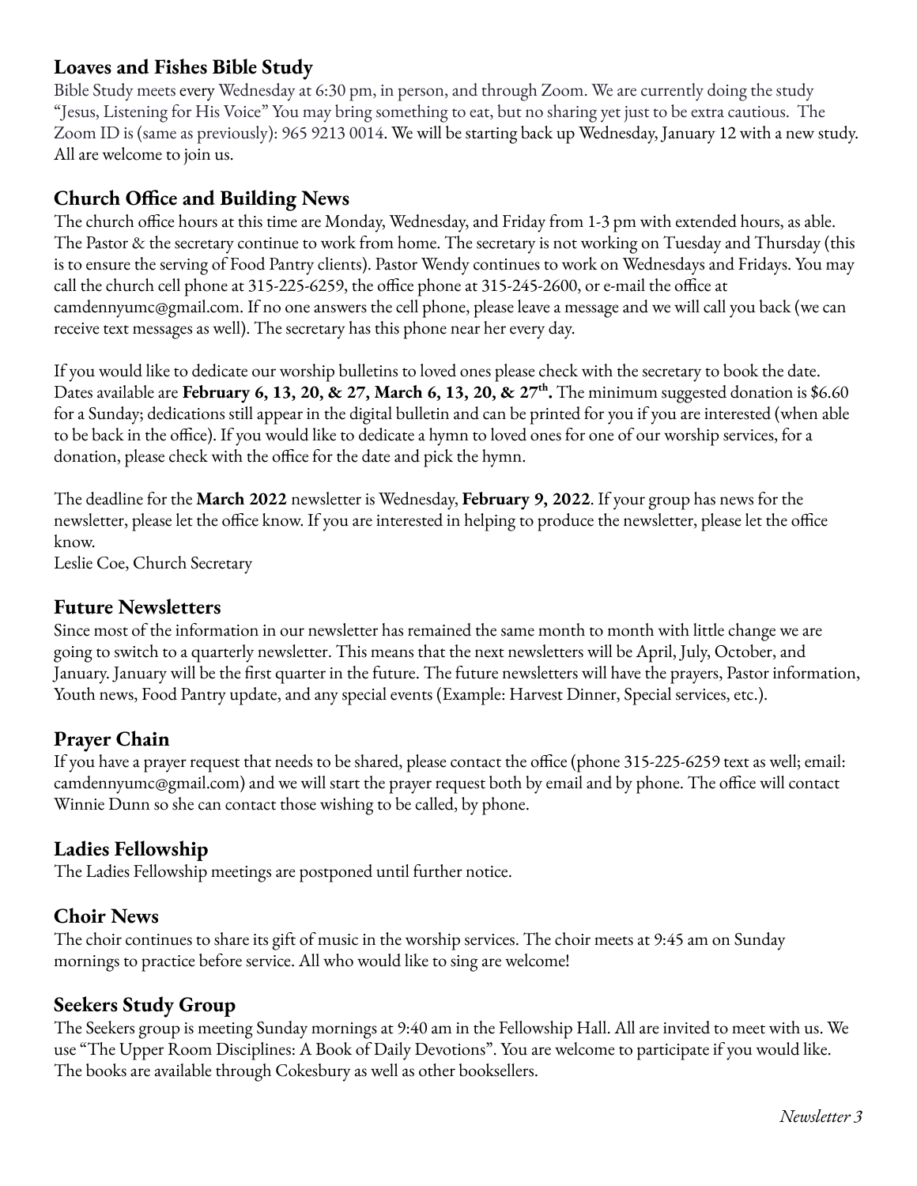## Loaves and Fishes Bible Study

Bible Study meets every Wednesday at 6:30 pm, in person, and through Zoom. We are currently doing the study "Jesus, Listening for His Voice" You may bring something to eat, but no sharing yet just to be extra cautious. The Zoom ID is (same as previously): 965 9213 0014. We will be starting back up Wednesday, January 12 with a new study. All are welcome to join us.

## Church Office and Building News

The church office hours at this time are Monday, Wednesday, and Friday from 1-3 pm with extended hours, as able. The Pastor & the secretary continue to work from home. The secretary is not working on Tuesday and Thursday (this is to ensure the serving of Food Pantry clients). Pastor Wendy continues to work on Wednesdays and Fridays. You may call the church cell phone at 315-225-6259, the office phone at 315-245-2600, or e-mail the office at camdennyumc@gmail.com. If no one answers the cell phone, please leave a message and we will call you back (we can receive text messages as well). The secretary has this phone near her every day.

If you would like to dedicate our worship bulletins to loved ones please check with the secretary to book the date. Dates available are **February 6, 13, 20, & 27, March 6, 13, 20, & 27th.** The minimum suggested donation is $6.60 for a Sunday; dedications still appear in the digital bulletin and can be printed for you if you are interested (when able to be back in the office). If you would like to dedicate a hymn to loved ones for one of our worship services, for a donation, please check with the office for the date and pick the hymn.

The deadline for the **March 2022** newsletter is Wednesday, **February 9, 2022**. If your group has news for the newsletter, please let the office know. If you are interested in helping to produce the newsletter, please let the office know.
Leslie Coe, Church Secretary

## Future Newsletters

Since most of the information in our newsletter has remained the same month to month with little change we are going to switch to a quarterly newsletter. This means that the next newsletters will be April, July, October, and January. January will be the first quarter in the future. The future newsletters will have the prayers, Pastor information, Youth news, Food Pantry update, and any special events (Example: Harvest Dinner, Special services, etc.).

## Prayer Chain

If you have a prayer request that needs to be shared, please contact the office (phone 315-225-6259 text as well; email: camdennyumc@gmail.com) and we will start the prayer request both by email and by phone. The office will contact Winnie Dunn so she can contact those wishing to be called, by phone.

## Ladies Fellowship

The Ladies Fellowship meetings are postponed until further notice.

## Choir News

The choir continues to share its gift of music in the worship services. The choir meets at 9:45 am on Sunday mornings to practice before service. All who would like to sing are welcome!

## Seekers Study Group

The Seekers group is meeting Sunday mornings at 9:40 am in the Fellowship Hall. All are invited to meet with us. We use "The Upper Room Disciplines: A Book of Daily Devotions". You are welcome to participate if you would like. The books are available through Cokesbury as well as other booksellers.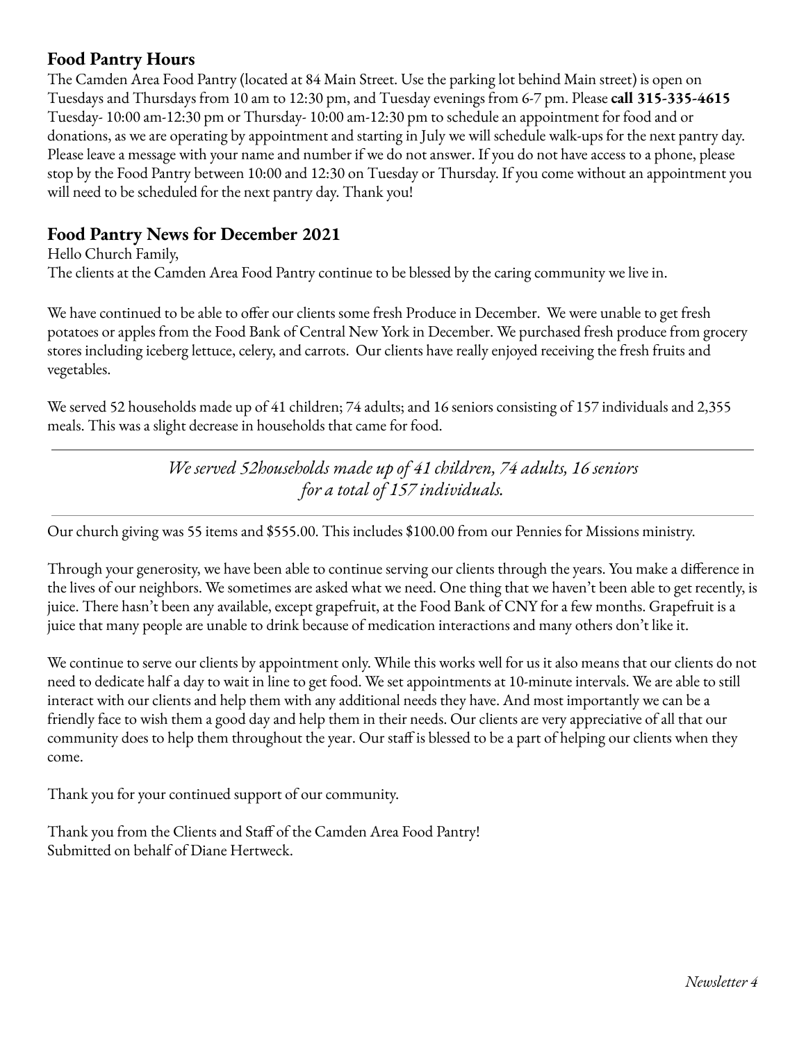## Food Pantry Hours

The Camden Area Food Pantry (located at 84 Main Street. Use the parking lot behind Main street) is open on Tuesdays and Thursdays from 10 am to 12:30 pm, and Tuesday evenings from 6-7 pm. Please **call 315-335-4615** Tuesday- 10:00 am-12:30 pm or Thursday- 10:00 am-12:30 pm to schedule an appointment for food and or donations, as we are operating by appointment and starting in July we will schedule walk-ups for the next pantry day. Please leave a message with your name and number if we do not answer. If you do not have access to a phone, please stop by the Food Pantry between 10:00 and 12:30 on Tuesday or Thursday. If you come without an appointment you will need to be scheduled for the next pantry day. Thank you!

## Food Pantry News for December 2021

Hello Church Family,
The clients at the Camden Area Food Pantry continue to be blessed by the caring community we live in.

We have continued to be able to offer our clients some fresh Produce in December. We were unable to get fresh potatoes or apples from the Food Bank of Central New York in December. We purchased fresh produce from grocery stores including iceberg lettuce, celery, and carrots. Our clients have really enjoyed receiving the fresh fruits and vegetables.

We served 52 households made up of 41 children; 74 adults; and 16 seniors consisting of 157 individuals and 2,355 meals. This was a slight decrease in households that came for food.

---

*We served 52households made up of 41 children, 74 adults, 16 seniors for a total of 157 individuals.*

---

Our church giving was 55 items and $555.00. This includes $100.00 from our Pennies for Missions ministry.

Through your generosity, we have been able to continue serving our clients through the years. You make a difference in the lives of our neighbors. We sometimes are asked what we need. One thing that we haven't been able to get recently, is juice. There hasn't been any available, except grapefruit, at the Food Bank of CNY for a few months. Grapefruit is a juice that many people are unable to drink because of medication interactions and many others don't like it.

We continue to serve our clients by appointment only. While this works well for us it also means that our clients do not need to dedicate half a day to wait in line to get food. We set appointments at 10-minute intervals. We are able to still interact with our clients and help them with any additional needs they have. And most importantly we can be a friendly face to wish them a good day and help them in their needs. Our clients are very appreciative of all that our community does to help them throughout the year. Our staff is blessed to be a part of helping our clients when they come.

Thank you for your continued support of our community.

Thank you from the Clients and Staff of the Camden Area Food Pantry!
Submitted on behalf of Diane Hertweck.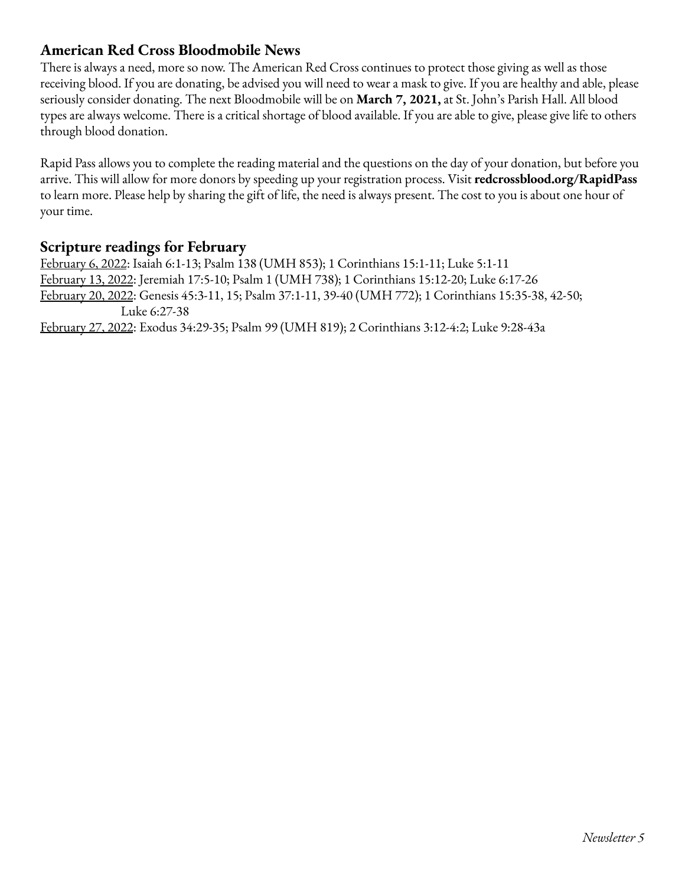## American Red Cross Bloodmobile News

There is always a need, more so now. The American Red Cross continues to protect those giving as well as those receiving blood. If you are donating, be advised you will need to wear a mask to give. If you are healthy and able, please seriously consider donating. The next Bloodmobile will be on **March 7, 2021,** at St. John's Parish Hall. All blood types are always welcome. There is a critical shortage of blood available. If you are able to give, please give life to others through blood donation.

Rapid Pass allows you to complete the reading material and the questions on the day of your donation, but before you arrive. This will allow for more donors by speeding up your registration process. Visit **redcrossblood.org/RapidPass** to learn more. Please help by sharing the gift of life, the need is always present. The cost to you is about one hour of your time.

## Scripture readings for February

<u>February 6, 2022</u>: Isaiah 6:1-13; Psalm 138 (UMH 853); 1 Corinthians 15:1-11; Luke 5:1-11
<u>February 13, 2022</u>: Jeremiah 17:5-10; Psalm 1 (UMH 738); 1 Corinthians 15:12-20; Luke 6:17-26
<u>February 20, 2022</u>: Genesis 45:3-11, 15; Psalm 37:1-11, 39-40 (UMH 772); 1 Corinthians 15:35-38, 42-50; Luke 6:27-38
<u>February 27, 2022</u>: Exodus 34:29-35; Psalm 99 (UMH 819); 2 Corinthians 3:12-4:2; Luke 9:28-43a